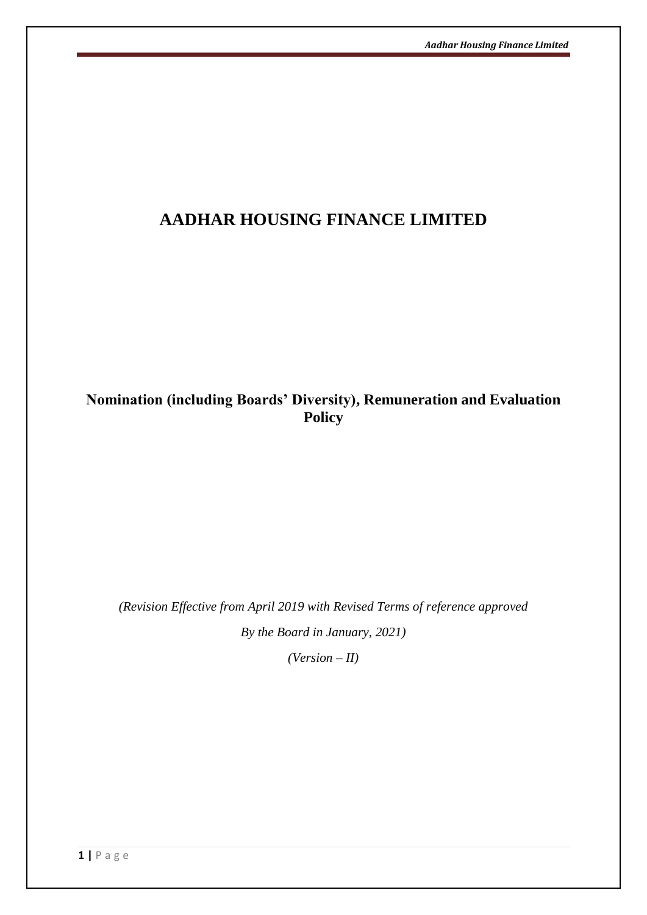# AADHAR HOUSING FINANCE LIMITED

## Nomination (including Boards' Diversity), Remuneration and Evaluation Policy

*(Revision Effective from April 2019 with Revised Terms of reference approved*

*By the Board in January, 2021)*

*(Version – II)*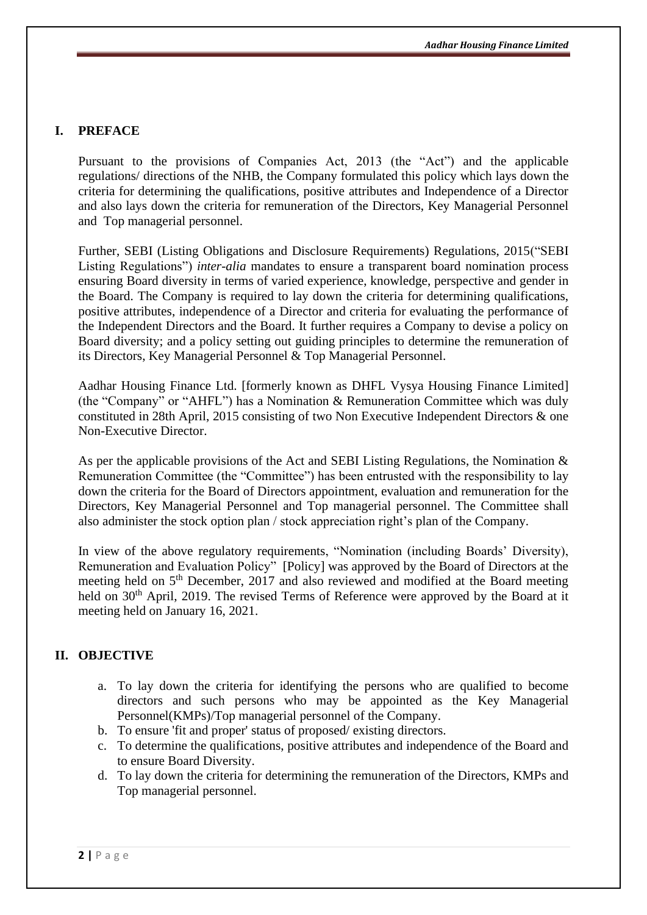## I. PREFACE

Pursuant to the provisions of Companies Act, 2013 (the "Act") and the applicable regulations/ directions of the NHB, the Company formulated this policy which lays down the criteria for determining the qualifications, positive attributes and Independence of a Director and also lays down the criteria for remuneration of the Directors, Key Managerial Personnel and Top managerial personnel.

Further, SEBI (Listing Obligations and Disclosure Requirements) Regulations, 2015("SEBI Listing Regulations") *inter-alia* mandates to ensure a transparent board nomination process ensuring Board diversity in terms of varied experience, knowledge, perspective and gender in the Board. The Company is required to lay down the criteria for determining qualifications, positive attributes, independence of a Director and criteria for evaluating the performance of the Independent Directors and the Board. It further requires a Company to devise a policy on Board diversity; and a policy setting out guiding principles to determine the remuneration of its Directors, Key Managerial Personnel & Top Managerial Personnel.

Aadhar Housing Finance Ltd. [formerly known as DHFL Vysya Housing Finance Limited] (the "Company" or "AHFL") has a Nomination & Remuneration Committee which was duly constituted in 28th April, 2015 consisting of two Non Executive Independent Directors & one Non-Executive Director.

As per the applicable provisions of the Act and SEBI Listing Regulations, the Nomination & Remuneration Committee (the "Committee") has been entrusted with the responsibility to lay down the criteria for the Board of Directors appointment, evaluation and remuneration for the Directors, Key Managerial Personnel and Top managerial personnel. The Committee shall also administer the stock option plan / stock appreciation right's plan of the Company.

In view of the above regulatory requirements, "Nomination (including Boards' Diversity), Remuneration and Evaluation Policy" [Policy] was approved by the Board of Directors at the meeting held on 5th December, 2017 and also reviewed and modified at the Board meeting held on 30th April, 2019. The revised Terms of Reference were approved by the Board at it meeting held on January 16, 2021.

## II. OBJECTIVE

a. To lay down the criteria for identifying the persons who are qualified to become directors and such persons who may be appointed as the Key Managerial Personnel(KMPs)/Top managerial personnel of the Company.
b. To ensure 'fit and proper' status of proposed/ existing directors.
c. To determine the qualifications, positive attributes and independence of the Board and to ensure Board Diversity.
d. To lay down the criteria for determining the remuneration of the Directors, KMPs and Top managerial personnel.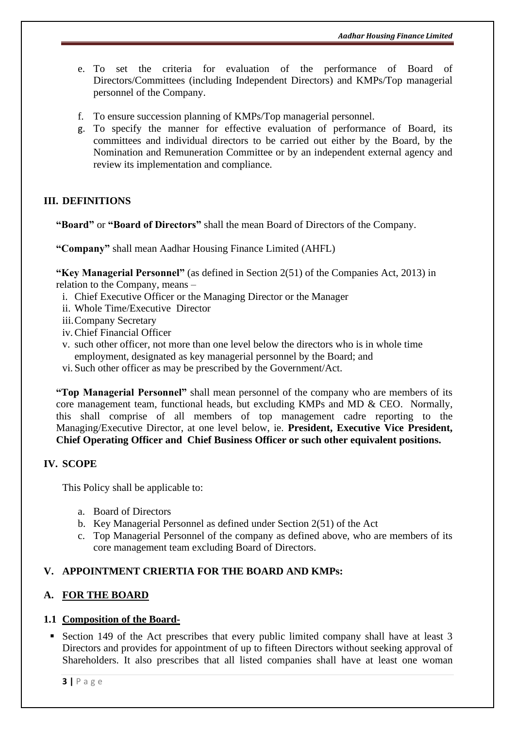e. To set the criteria for evaluation of the performance of Board of Directors/Committees (including Independent Directors) and KMPs/Top managerial personnel of the Company.

f. To ensure succession planning of KMPs/Top managerial personnel.

g. To specify the manner for effective evaluation of performance of Board, its committees and individual directors to be carried out either by the Board, by the Nomination and Remuneration Committee or by an independent external agency and review its implementation and compliance.

## III. DEFINITIONS

**"Board"** or **"Board of Directors"** shall the mean Board of Directors of the Company.

**"Company"** shall mean Aadhar Housing Finance Limited (AHFL)

**"Key Managerial Personnel"** (as defined in Section 2(51) of the Companies Act, 2013) in relation to the Company, means –

i. Chief Executive Officer or the Managing Director or the Manager
ii. Whole Time/Executive Director
iii. Company Secretary
iv. Chief Financial Officer
v. such other officer, not more than one level below the directors who is in whole time employment, designated as key managerial personnel by the Board; and
vi. Such other officer as may be prescribed by the Government/Act.

**"Top Managerial Personnel"** shall mean personnel of the company who are members of its core management team, functional heads, but excluding KMPs and MD & CEO. Normally, this shall comprise of all members of top management cadre reporting to the Managing/Executive Director, at one level below, ie. **President, Executive Vice President, Chief Operating Officer and Chief Business Officer or such other equivalent positions.**

## IV. SCOPE

This Policy shall be applicable to:

a. Board of Directors
b. Key Managerial Personnel as defined under Section 2(51) of the Act
c. Top Managerial Personnel of the company as defined above, who are members of its core management team excluding Board of Directors.

## V. APPOINTMENT CRIERTIA FOR THE BOARD AND KMPs:

### A. <u>FOR THE BOARD</u>

#### 1.1 <u>Composition of the Board-</u>

- Section 149 of the Act prescribes that every public limited company shall have at least 3 Directors and provides for appointment of up to fifteen Directors without seeking approval of Shareholders. It also prescribes that all listed companies shall have at least one woman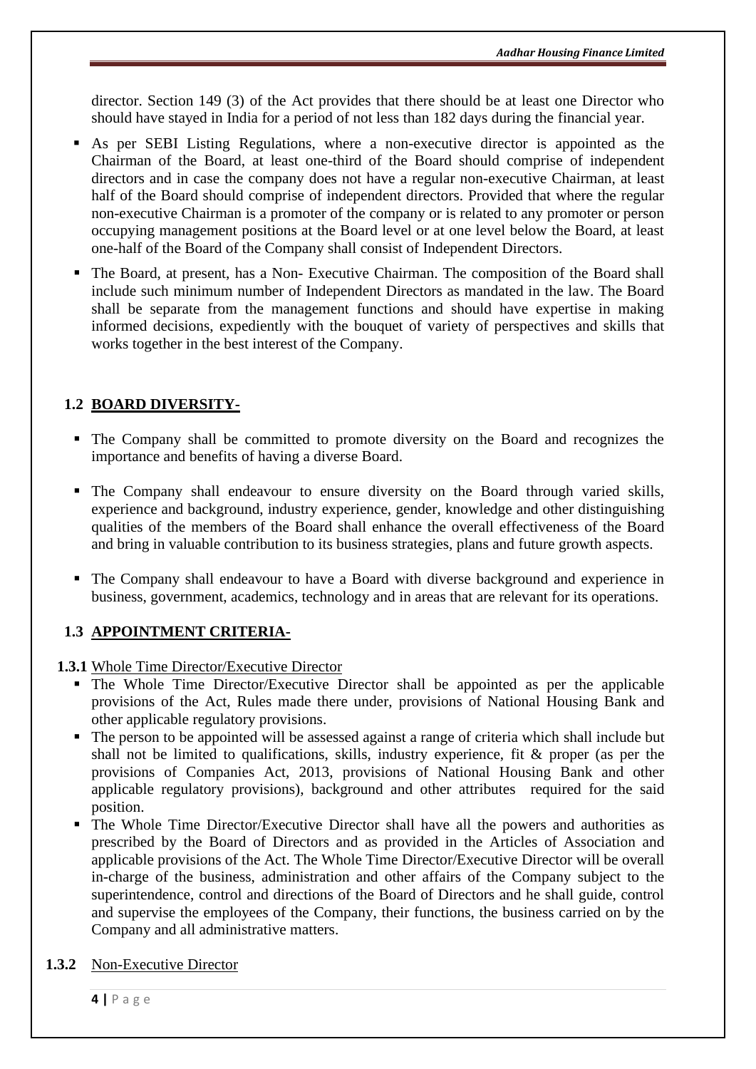director. Section 149 (3) of the Act provides that there should be at least one Director who should have stayed in India for a period of not less than 182 days during the financial year.

- As per SEBI Listing Regulations, where a non-executive director is appointed as the Chairman of the Board, at least one-third of the Board should comprise of independent directors and in case the company does not have a regular non-executive Chairman, at least half of the Board should comprise of independent directors. Provided that where the regular non-executive Chairman is a promoter of the company or is related to any promoter or person occupying management positions at the Board level or at one level below the Board, at least one-half of the Board of the Company shall consist of Independent Directors.
- The Board, at present, has a Non- Executive Chairman. The composition of the Board shall include such minimum number of Independent Directors as mandated in the law. The Board shall be separate from the management functions and should have expertise in making informed decisions, expediently with the bouquet of variety of perspectives and skills that works together in the best interest of the Company.

## 1.2 BOARD DIVERSITY-

- The Company shall be committed to promote diversity on the Board and recognizes the importance and benefits of having a diverse Board.
- The Company shall endeavour to ensure diversity on the Board through varied skills, experience and background, industry experience, gender, knowledge and other distinguishing qualities of the members of the Board shall enhance the overall effectiveness of the Board and bring in valuable contribution to its business strategies, plans and future growth aspects.
- The Company shall endeavour to have a Board with diverse background and experience in business, government, academics, technology and in areas that are relevant for its operations.

## 1.3 APPOINTMENT CRITERIA-

### 1.3.1 Whole Time Director/Executive Director

- The Whole Time Director/Executive Director shall be appointed as per the applicable provisions of the Act, Rules made there under, provisions of National Housing Bank and other applicable regulatory provisions.
- The person to be appointed will be assessed against a range of criteria which shall include but shall not be limited to qualifications, skills, industry experience, fit & proper (as per the provisions of Companies Act, 2013, provisions of National Housing Bank and other applicable regulatory provisions), background and other attributes required for the said position.
- The Whole Time Director/Executive Director shall have all the powers and authorities as prescribed by the Board of Directors and as provided in the Articles of Association and applicable provisions of the Act. The Whole Time Director/Executive Director will be overall in-charge of the business, administration and other affairs of the Company subject to the superintendence, control and directions of the Board of Directors and he shall guide, control and supervise the employees of the Company, their functions, the business carried on by the Company and all administrative matters.

### 1.3.2 Non-Executive Director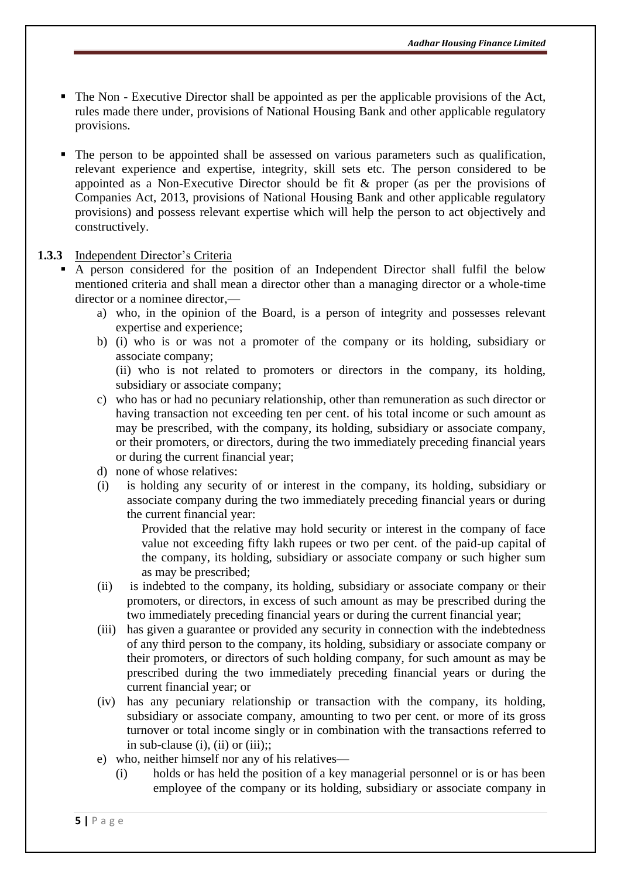- The Non - Executive Director shall be appointed as per the applicable provisions of the Act, rules made there under, provisions of National Housing Bank and other applicable regulatory provisions.

- The person to be appointed shall be assessed on various parameters such as qualification, relevant experience and expertise, integrity, skill sets etc. The person considered to be appointed as a Non-Executive Director should be fit & proper (as per the provisions of Companies Act, 2013, provisions of National Housing Bank and other applicable regulatory provisions) and possess relevant expertise which will help the person to act objectively and constructively.

**1.3.3** Independent Director's Criteria

- A person considered for the position of an Independent Director shall fulfil the below mentioned criteria and shall mean a director other than a managing director or a whole-time director or a nominee director,—
  a) who, in the opinion of the Board, is a person of integrity and possesses relevant expertise and experience;
  b) (i) who is or was not a promoter of the company or its holding, subsidiary or associate company;

     (ii) who is not related to promoters or directors in the company, its holding, subsidiary or associate company;
  c) who has or had no pecuniary relationship, other than remuneration as such director or having transaction not exceeding ten per cent. of his total income or such amount as may be prescribed, with the company, its holding, subsidiary or associate company, or their promoters, or directors, during the two immediately preceding financial years or during the current financial year;
  d) none of whose relatives:

     (i) is holding any security of or interest in the company, its holding, subsidiary or associate company during the two immediately preceding financial years or during the current financial year:

     Provided that the relative may hold security or interest in the company of face value not exceeding fifty lakh rupees or two per cent. of the paid-up capital of the company, its holding, subsidiary or associate company or such higher sum as may be prescribed;

     (ii) is indebted to the company, its holding, subsidiary or associate company or their promoters, or directors, in excess of such amount as may be prescribed during the two immediately preceding financial years or during the current financial year;

     (iii) has given a guarantee or provided any security in connection with the indebtedness of any third person to the company, its holding, subsidiary or associate company or their promoters, or directors of such holding company, for such amount as may be prescribed during the two immediately preceding financial years or during the current financial year; or

     (iv) has any pecuniary relationship or transaction with the company, its holding, subsidiary or associate company, amounting to two per cent. or more of its gross turnover or total income singly or in combination with the transactions referred to in sub-clause (i), (ii) or (iii);;
  e) who, neither himself nor any of his relatives—

     (i) holds or has held the position of a key managerial personnel or is or has been employee of the company or its holding, subsidiary or associate company in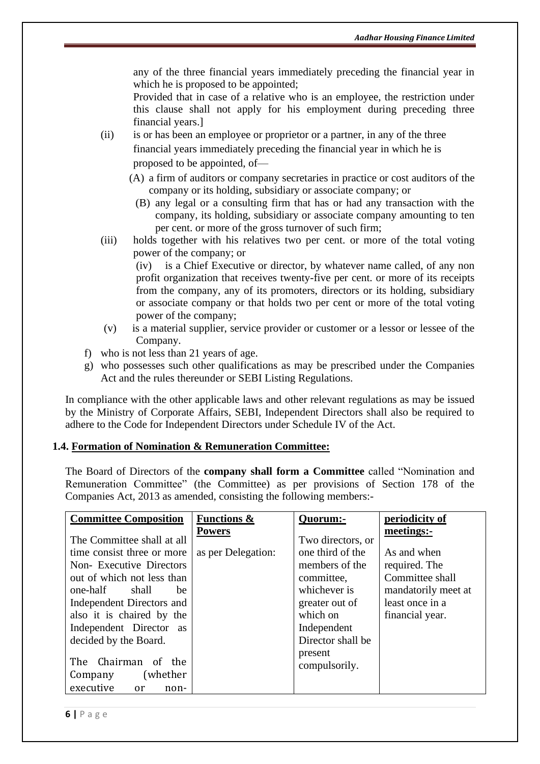any of the three financial years immediately preceding the financial year in which he is proposed to be appointed;

Provided that in case of a relative who is an employee, the restriction under this clause shall not apply for his employment during preceding three financial years.]

(ii) is or has been an employee or proprietor or a partner, in any of the three financial years immediately preceding the financial year in which he is proposed to be appointed, of—

(A) a firm of auditors or company secretaries in practice or cost auditors of the company or its holding, subsidiary or associate company; or

(B) any legal or a consulting firm that has or had any transaction with the company, its holding, subsidiary or associate company amounting to ten per cent. or more of the gross turnover of such firm;

(iii) holds together with his relatives two per cent. or more of the total voting power of the company; or

(iv) is a Chief Executive or director, by whatever name called, of any non profit organization that receives twenty-five per cent. or more of its receipts from the company, any of its promoters, directors or its holding, subsidiary or associate company or that holds two per cent or more of the total voting power of the company;

(v) is a material supplier, service provider or customer or a lessor or lessee of the Company.

f) who is not less than 21 years of age.

g) who possesses such other qualifications as may be prescribed under the Companies Act and the rules thereunder or SEBI Listing Regulations.

In compliance with the other applicable laws and other relevant regulations as may be issued by the Ministry of Corporate Affairs, SEBI, Independent Directors shall also be required to adhere to the Code for Independent Directors under Schedule IV of the Act.

## 1.4. Formation of Nomination & Remuneration Committee:

The Board of Directors of the **company shall form a Committee** called "Nomination and Remuneration Committee" (the Committee) as per provisions of Section 178 of the Companies Act, 2013 as amended, consisting the following members:-

| **Committee Composition** | **Functions & Powers** | **Quorum:-** | **periodicity of meetings:-** |
|---|---|---|---|
| The Committee shall at all time consist three or more Non- Executive Directors out of which not less than one-half shall be Independent Directors and also it is chaired by the Independent Director as decided by the Board.<br><br>The Chairman of the Company (whether executive or non- | as per Delegation: | Two directors, or one third of the members of the committee, whichever is greater out of which on Independent Director shall be present compulsorily. | As and when required. The Committee shall mandatorily meet at least once in a financial year. |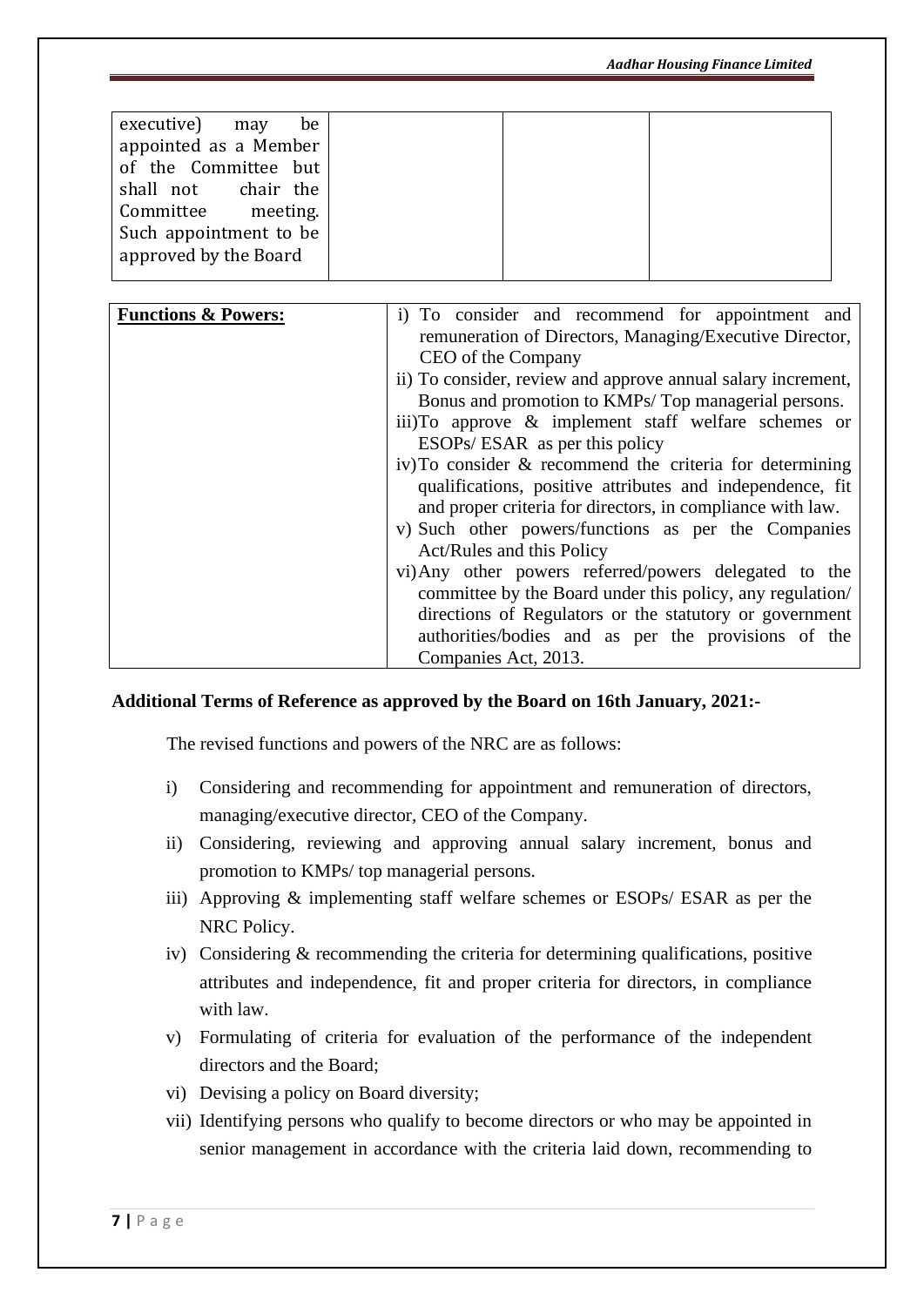| executive) may be appointed as a Member of the Committee but shall not chair the Committee meeting. Such appointment to be approved by the Board | | | |
|---|---|---|---|

| **Functions & Powers:** | i) To consider and recommend for appointment and remuneration of Directors, Managing/Executive Director, CEO of the Company<br>ii) To consider, review and approve annual salary increment, Bonus and promotion to KMPs/ Top managerial persons.<br>iii) To approve & implement staff welfare schemes or ESOPs/ ESAR as per this policy<br>iv) To consider & recommend the criteria for determining qualifications, positive attributes and independence, fit and proper criteria for directors, in compliance with law.<br>v) Such other powers/functions as per the Companies Act/Rules and this Policy<br>vi) Any other powers referred/powers delegated to the committee by the Board under this policy, any regulation/ directions of Regulators or the statutory or government authorities/bodies and as per the provisions of the Companies Act, 2013. |
|---|---|

**Additional Terms of Reference as approved by the Board on 16th January, 2021:-**

The revised functions and powers of the NRC are as follows:

i) Considering and recommending for appointment and remuneration of directors, managing/executive director, CEO of the Company.

ii) Considering, reviewing and approving annual salary increment, bonus and promotion to KMPs/ top managerial persons.

iii) Approving & implementing staff welfare schemes or ESOPs/ ESAR as per the NRC Policy.

iv) Considering & recommending the criteria for determining qualifications, positive attributes and independence, fit and proper criteria for directors, in compliance with law.

v) Formulating of criteria for evaluation of the performance of the independent directors and the Board;

vi) Devising a policy on Board diversity;

vii) Identifying persons who qualify to become directors or who may be appointed in senior management in accordance with the criteria laid down, recommending to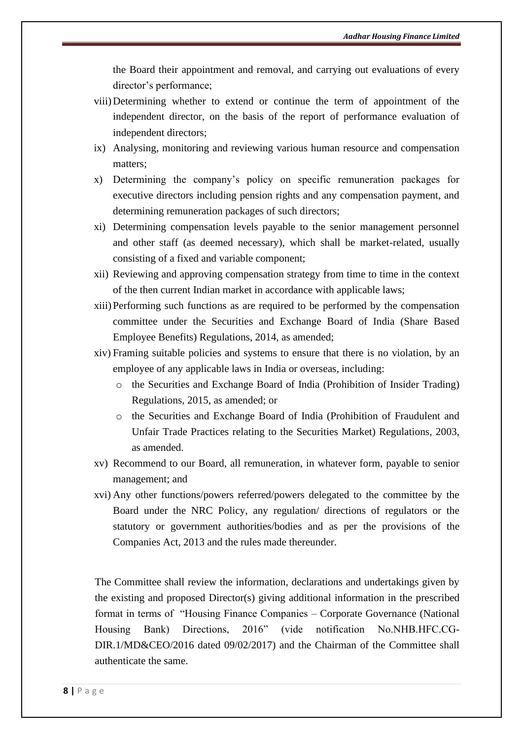the Board their appointment and removal, and carrying out evaluations of every director's performance;

viii) Determining whether to extend or continue the term of appointment of the independent director, on the basis of the report of performance evaluation of independent directors;

ix) Analysing, monitoring and reviewing various human resource and compensation matters;

x) Determining the company's policy on specific remuneration packages for executive directors including pension rights and any compensation payment, and determining remuneration packages of such directors;

xi) Determining compensation levels payable to the senior management personnel and other staff (as deemed necessary), which shall be market-related, usually consisting of a fixed and variable component;

xii) Reviewing and approving compensation strategy from time to time in the context of the then current Indian market in accordance with applicable laws;

xiii) Performing such functions as are required to be performed by the compensation committee under the Securities and Exchange Board of India (Share Based Employee Benefits) Regulations, 2014, as amended;

xiv) Framing suitable policies and systems to ensure that there is no violation, by an employee of any applicable laws in India or overseas, including:
   - the Securities and Exchange Board of India (Prohibition of Insider Trading) Regulations, 2015, as amended; or
   - the Securities and Exchange Board of India (Prohibition of Fraudulent and Unfair Trade Practices relating to the Securities Market) Regulations, 2003, as amended.

xv) Recommend to our Board, all remuneration, in whatever form, payable to senior management; and

xvi) Any other functions/powers referred/powers delegated to the committee by the Board under the NRC Policy, any regulation/ directions of regulators or the statutory or government authorities/bodies and as per the provisions of the Companies Act, 2013 and the rules made thereunder.

The Committee shall review the information, declarations and undertakings given by the existing and proposed Director(s) giving additional information in the prescribed format in terms of "Housing Finance Companies – Corporate Governance (National Housing Bank) Directions, 2016" (vide notification No.NHB.HFC.CG-DIR.1/MD&CEO/2016 dated 09/02/2017) and the Chairman of the Committee shall authenticate the same.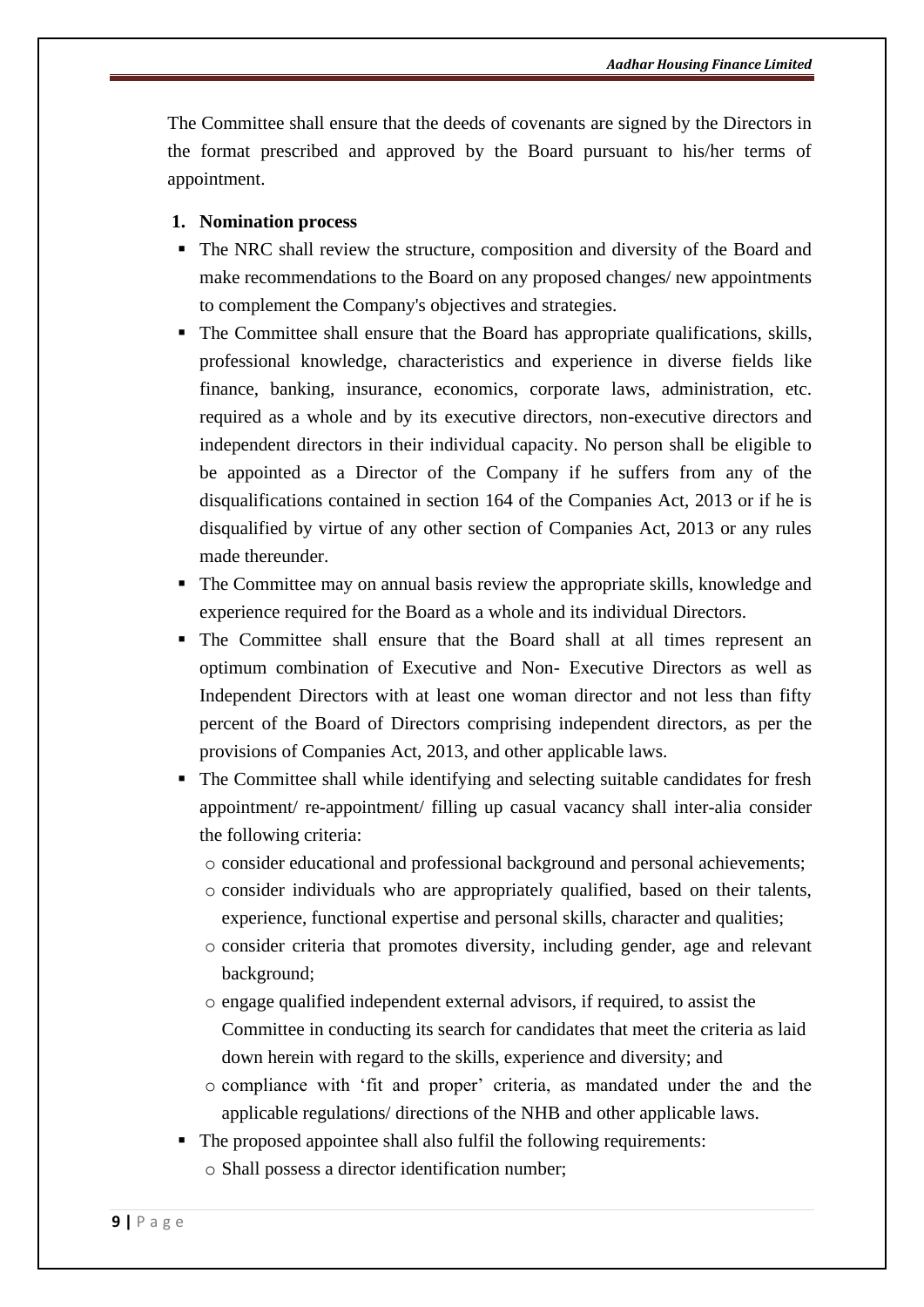The Committee shall ensure that the deeds of covenants are signed by the Directors in the format prescribed and approved by the Board pursuant to his/her terms of appointment.

1. **Nomination process**

- The NRC shall review the structure, composition and diversity of the Board and make recommendations to the Board on any proposed changes/ new appointments to complement the Company's objectives and strategies.
- The Committee shall ensure that the Board has appropriate qualifications, skills, professional knowledge, characteristics and experience in diverse fields like finance, banking, insurance, economics, corporate laws, administration, etc. required as a whole and by its executive directors, non-executive directors and independent directors in their individual capacity. No person shall be eligible to be appointed as a Director of the Company if he suffers from any of the disqualifications contained in section 164 of the Companies Act, 2013 or if he is disqualified by virtue of any other section of Companies Act, 2013 or any rules made thereunder.
- The Committee may on annual basis review the appropriate skills, knowledge and experience required for the Board as a whole and its individual Directors.
- The Committee shall ensure that the Board shall at all times represent an optimum combination of Executive and Non- Executive Directors as well as Independent Directors with at least one woman director and not less than fifty percent of the Board of Directors comprising independent directors, as per the provisions of Companies Act, 2013, and other applicable laws.
- The Committee shall while identifying and selecting suitable candidates for fresh appointment/ re-appointment/ filling up casual vacancy shall inter-alia consider the following criteria:
  - consider educational and professional background and personal achievements;
  - consider individuals who are appropriately qualified, based on their talents, experience, functional expertise and personal skills, character and qualities;
  - consider criteria that promotes diversity, including gender, age and relevant background;
  - engage qualified independent external advisors, if required, to assist the Committee in conducting its search for candidates that meet the criteria as laid down herein with regard to the skills, experience and diversity; and
  - compliance with 'fit and proper' criteria, as mandated under the and the applicable regulations/ directions of the NHB and other applicable laws.
- The proposed appointee shall also fulfil the following requirements:
  - Shall possess a director identification number;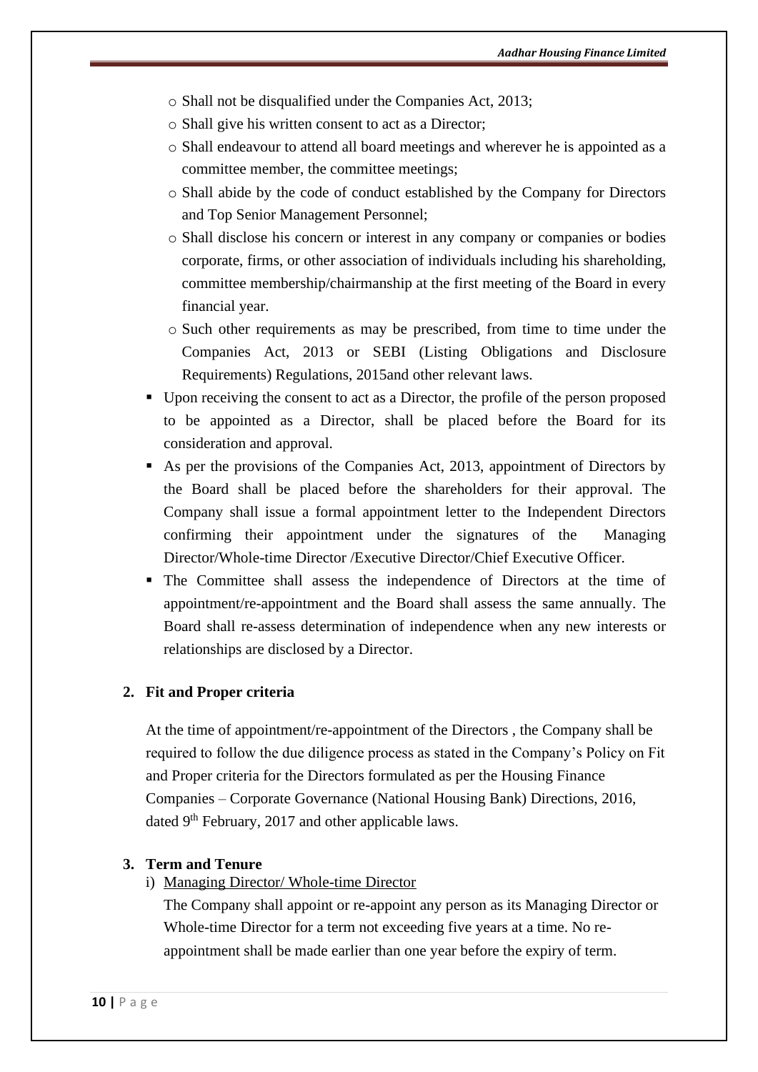- Shall not be disqualified under the Companies Act, 2013;
- Shall give his written consent to act as a Director;
- Shall endeavour to attend all board meetings and wherever he is appointed as a committee member, the committee meetings;
- Shall abide by the code of conduct established by the Company for Directors and Top Senior Management Personnel;
- Shall disclose his concern or interest in any company or companies or bodies corporate, firms, or other association of individuals including his shareholding, committee membership/chairmanship at the first meeting of the Board in every financial year.
- Such other requirements as may be prescribed, from time to time under the Companies Act, 2013 or SEBI (Listing Obligations and Disclosure Requirements) Regulations, 2015and other relevant laws.

- Upon receiving the consent to act as a Director, the profile of the person proposed to be appointed as a Director, shall be placed before the Board for its consideration and approval.
- As per the provisions of the Companies Act, 2013, appointment of Directors by the Board shall be placed before the shareholders for their approval. The Company shall issue a formal appointment letter to the Independent Directors confirming their appointment under the signatures of the Managing Director/Whole-time Director /Executive Director/Chief Executive Officer.
- The Committee shall assess the independence of Directors at the time of appointment/re-appointment and the Board shall assess the same annually. The Board shall re-assess determination of independence when any new interests or relationships are disclosed by a Director.

**2. Fit and Proper criteria**

At the time of appointment/re-appointment of the Directors , the Company shall be required to follow the due diligence process as stated in the Company's Policy on Fit and Proper criteria for the Directors formulated as per the Housing Finance Companies – Corporate Governance (National Housing Bank) Directions, 2016, dated 9th February, 2017 and other applicable laws.

**3. Term and Tenure**

i) Managing Director/ Whole-time Director

The Company shall appoint or re-appoint any person as its Managing Director or Whole-time Director for a term not exceeding five years at a time. No re-appointment shall be made earlier than one year before the expiry of term.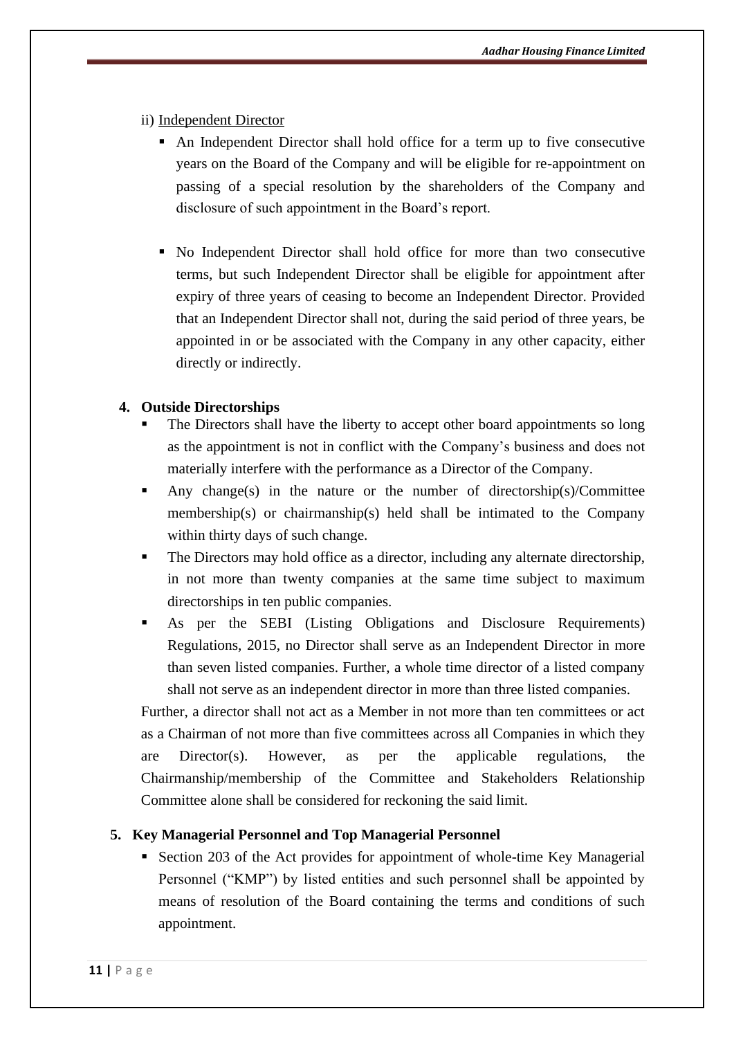ii) Independent Director

- An Independent Director shall hold office for a term up to five consecutive years on the Board of the Company and will be eligible for re-appointment on passing of a special resolution by the shareholders of the Company and disclosure of such appointment in the Board's report.

- No Independent Director shall hold office for more than two consecutive terms, but such Independent Director shall be eligible for appointment after expiry of three years of ceasing to become an Independent Director. Provided that an Independent Director shall not, during the said period of three years, be appointed in or be associated with the Company in any other capacity, either directly or indirectly.

**4. Outside Directorships**

- The Directors shall have the liberty to accept other board appointments so long as the appointment is not in conflict with the Company's business and does not materially interfere with the performance as a Director of the Company.
- Any change(s) in the nature or the number of directorship(s)/Committee membership(s) or chairmanship(s) held shall be intimated to the Company within thirty days of such change.
- The Directors may hold office as a director, including any alternate directorship, in not more than twenty companies at the same time subject to maximum directorships in ten public companies.
- As per the SEBI (Listing Obligations and Disclosure Requirements) Regulations, 2015, no Director shall serve as an Independent Director in more than seven listed companies. Further, a whole time director of a listed company shall not serve as an independent director in more than three listed companies.

Further, a director shall not act as a Member in not more than ten committees or act as a Chairman of not more than five committees across all Companies in which they are Director(s). However, as per the applicable regulations, the Chairmanship/membership of the Committee and Stakeholders Relationship Committee alone shall be considered for reckoning the said limit.

**5. Key Managerial Personnel and Top Managerial Personnel**

- Section 203 of the Act provides for appointment of whole-time Key Managerial Personnel ("KMP") by listed entities and such personnel shall be appointed by means of resolution of the Board containing the terms and conditions of such appointment.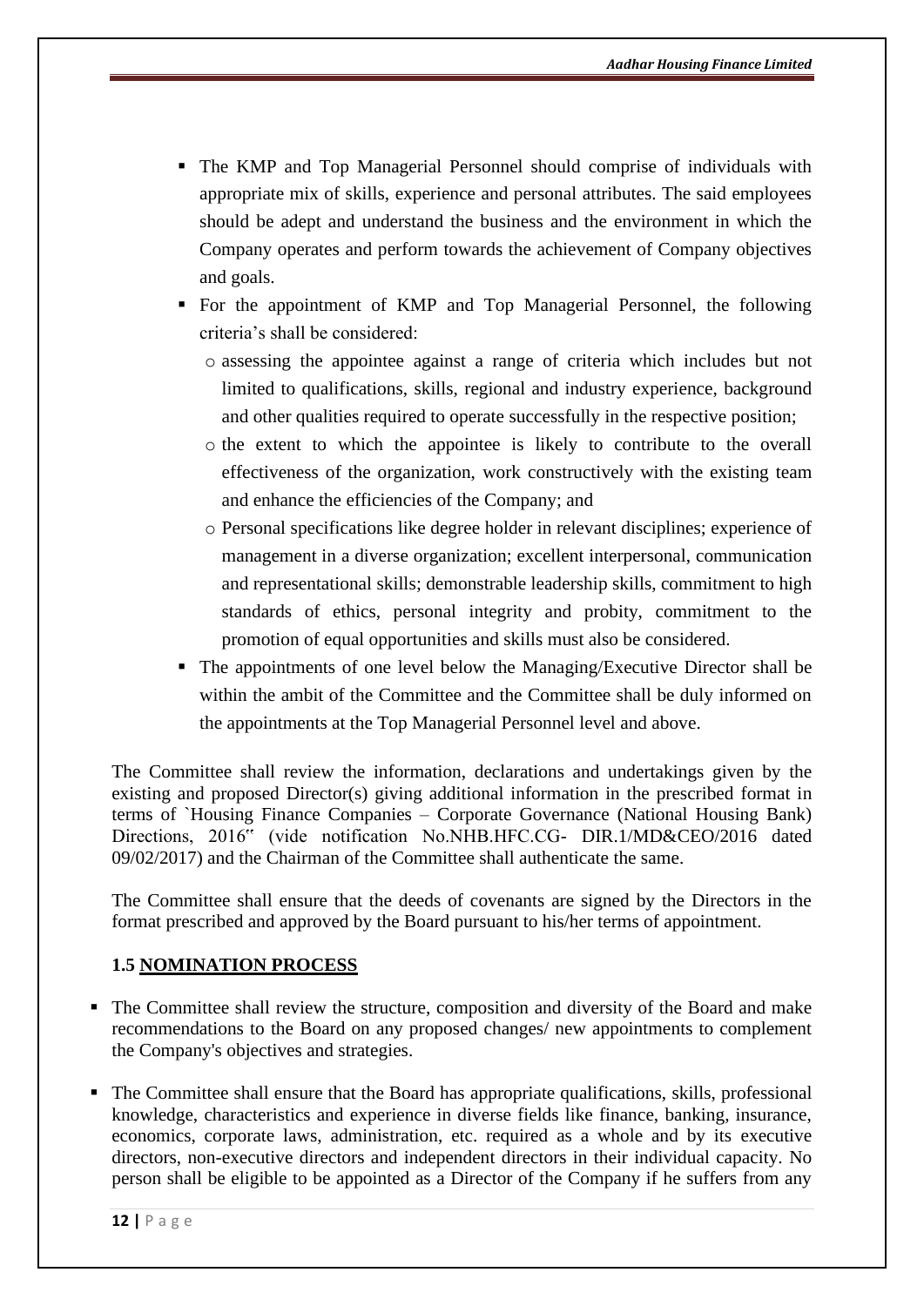- The KMP and Top Managerial Personnel should comprise of individuals with appropriate mix of skills, experience and personal attributes. The said employees should be adept and understand the business and the environment in which the Company operates and perform towards the achievement of Company objectives and goals.
- For the appointment of KMP and Top Managerial Personnel, the following criteria's shall be considered:
  - assessing the appointee against a range of criteria which includes but not limited to qualifications, skills, regional and industry experience, background and other qualities required to operate successfully in the respective position;
  - the extent to which the appointee is likely to contribute to the overall effectiveness of the organization, work constructively with the existing team and enhance the efficiencies of the Company; and
  - Personal specifications like degree holder in relevant disciplines; experience of management in a diverse organization; excellent interpersonal, communication and representational skills; demonstrable leadership skills, commitment to high standards of ethics, personal integrity and probity, commitment to the promotion of equal opportunities and skills must also be considered.
- The appointments of one level below the Managing/Executive Director shall be within the ambit of the Committee and the Committee shall be duly informed on the appointments at the Top Managerial Personnel level and above.

The Committee shall review the information, declarations and undertakings given by the existing and proposed Director(s) giving additional information in the prescribed format in terms of `Housing Finance Companies – Corporate Governance (National Housing Bank) Directions, 2016" (vide notification No.NHB.HFC.CG- DIR.1/MD&CEO/2016 dated 09/02/2017) and the Chairman of the Committee shall authenticate the same.

The Committee shall ensure that the deeds of covenants are signed by the Directors in the format prescribed and approved by the Board pursuant to his/her terms of appointment.

### 1.5 NOMINATION PROCESS

- The Committee shall review the structure, composition and diversity of the Board and make recommendations to the Board on any proposed changes/ new appointments to complement the Company's objectives and strategies.
- The Committee shall ensure that the Board has appropriate qualifications, skills, professional knowledge, characteristics and experience in diverse fields like finance, banking, insurance, economics, corporate laws, administration, etc. required as a whole and by its executive directors, non-executive directors and independent directors in their individual capacity. No person shall be eligible to be appointed as a Director of the Company if he suffers from any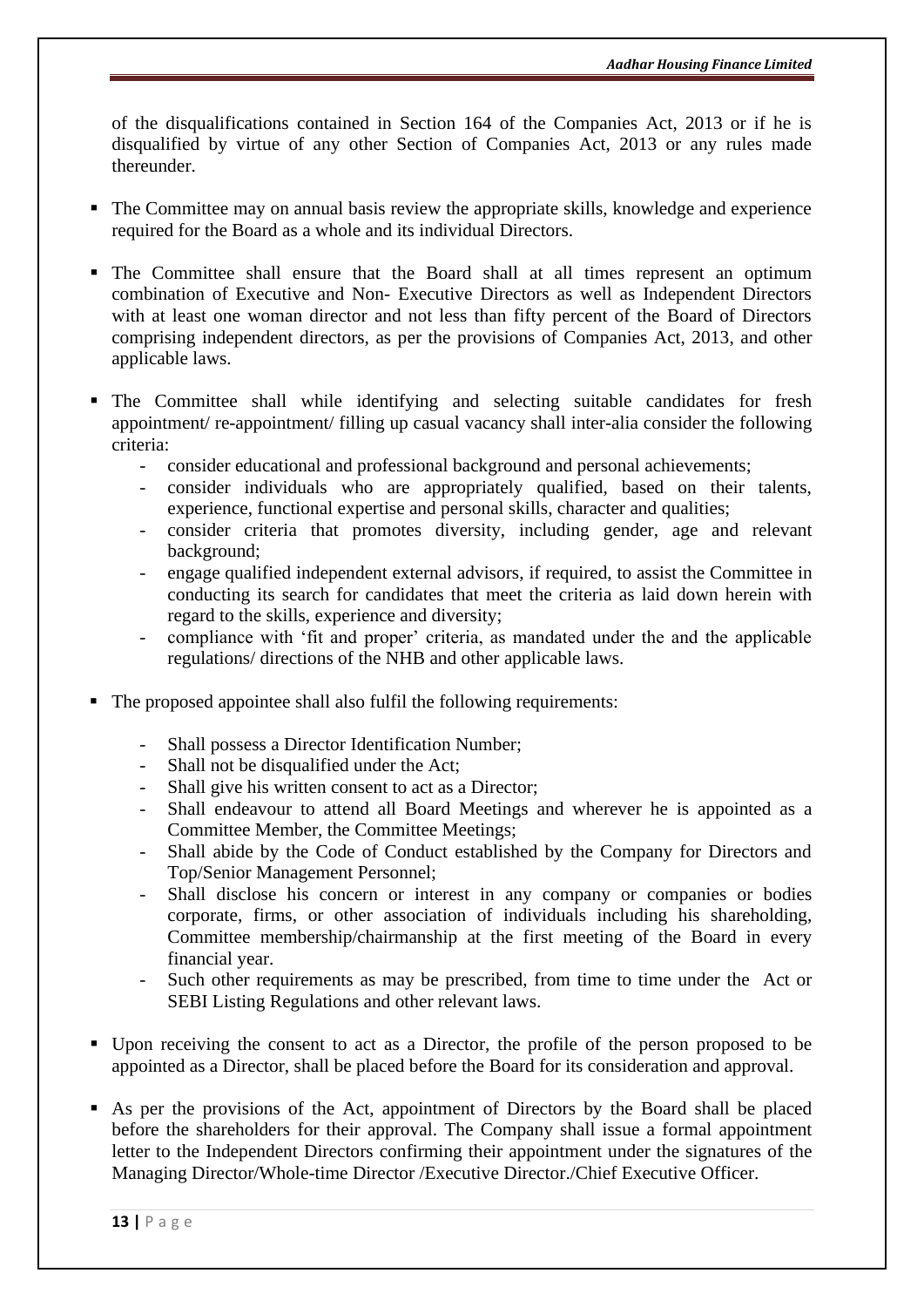of the disqualifications contained in Section 164 of the Companies Act, 2013 or if he is disqualified by virtue of any other Section of Companies Act, 2013 or any rules made thereunder.

- The Committee may on annual basis review the appropriate skills, knowledge and experience required for the Board as a whole and its individual Directors.

- The Committee shall ensure that the Board shall at all times represent an optimum combination of Executive and Non- Executive Directors as well as Independent Directors with at least one woman director and not less than fifty percent of the Board of Directors comprising independent directors, as per the provisions of Companies Act, 2013, and other applicable laws.

- The Committee shall while identifying and selecting suitable candidates for fresh appointment/ re-appointment/ filling up casual vacancy shall inter-alia consider the following criteria:
  - consider educational and professional background and personal achievements;
  - consider individuals who are appropriately qualified, based on their talents, experience, functional expertise and personal skills, character and qualities;
  - consider criteria that promotes diversity, including gender, age and relevant background;
  - engage qualified independent external advisors, if required, to assist the Committee in conducting its search for candidates that meet the criteria as laid down herein with regard to the skills, experience and diversity;
  - compliance with 'fit and proper' criteria, as mandated under the and the applicable regulations/ directions of the NHB and other applicable laws.

- The proposed appointee shall also fulfil the following requirements:
  - Shall possess a Director Identification Number;
  - Shall not be disqualified under the Act;
  - Shall give his written consent to act as a Director;
  - Shall endeavour to attend all Board Meetings and wherever he is appointed as a Committee Member, the Committee Meetings;
  - Shall abide by the Code of Conduct established by the Company for Directors and Top/Senior Management Personnel;
  - Shall disclose his concern or interest in any company or companies or bodies corporate, firms, or other association of individuals including his shareholding, Committee membership/chairmanship at the first meeting of the Board in every financial year.
  - Such other requirements as may be prescribed, from time to time under the Act or SEBI Listing Regulations and other relevant laws.

- Upon receiving the consent to act as a Director, the profile of the person proposed to be appointed as a Director, shall be placed before the Board for its consideration and approval.

- As per the provisions of the Act, appointment of Directors by the Board shall be placed before the shareholders for their approval. The Company shall issue a formal appointment letter to the Independent Directors confirming their appointment under the signatures of the Managing Director/Whole-time Director /Executive Director./Chief Executive Officer.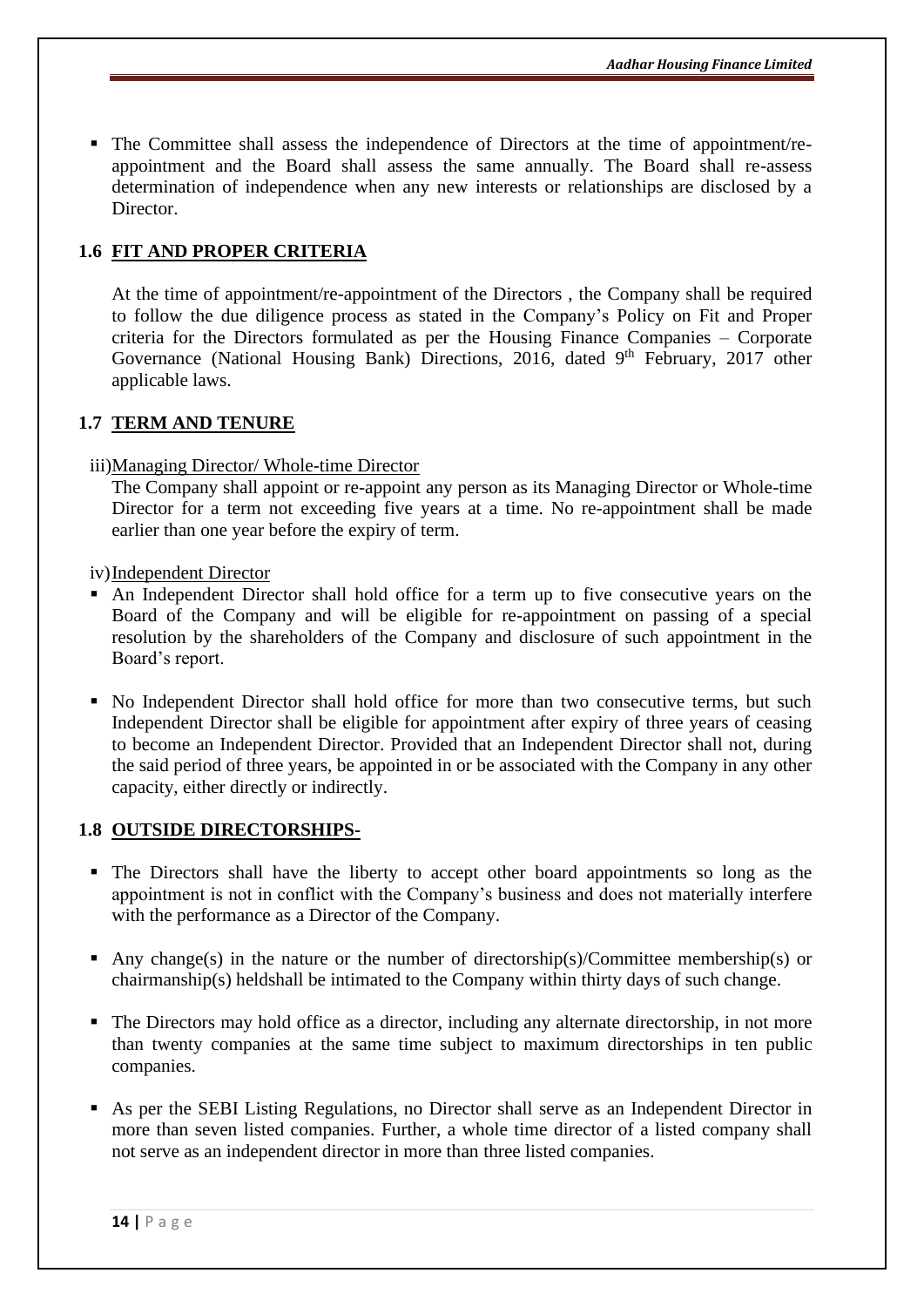- The Committee shall assess the independence of Directors at the time of appointment/re-appointment and the Board shall assess the same annually. The Board shall re-assess determination of independence when any new interests or relationships are disclosed by a Director.

## 1.6 FIT AND PROPER CRITERIA

At the time of appointment/re-appointment of the Directors , the Company shall be required to follow the due diligence process as stated in the Company's Policy on Fit and Proper criteria for the Directors formulated as per the Housing Finance Companies – Corporate Governance (National Housing Bank) Directions, 2016, dated 9th February, 2017 other applicable laws.

## 1.7 TERM AND TENURE

iii) Managing Director/ Whole-time Director

The Company shall appoint or re-appoint any person as its Managing Director or Whole-time Director for a term not exceeding five years at a time. No re-appointment shall be made earlier than one year before the expiry of term.

iv) Independent Director

- An Independent Director shall hold office for a term up to five consecutive years on the Board of the Company and will be eligible for re-appointment on passing of a special resolution by the shareholders of the Company and disclosure of such appointment in the Board's report.
- No Independent Director shall hold office for more than two consecutive terms, but such Independent Director shall be eligible for appointment after expiry of three years of ceasing to become an Independent Director. Provided that an Independent Director shall not, during the said period of three years, be appointed in or be associated with the Company in any other capacity, either directly or indirectly.

## 1.8 OUTSIDE DIRECTORSHIPS-

- The Directors shall have the liberty to accept other board appointments so long as the appointment is not in conflict with the Company's business and does not materially interfere with the performance as a Director of the Company.
- Any change(s) in the nature or the number of directorship(s)/Committee membership(s) or chairmanship(s) heldshall be intimated to the Company within thirty days of such change.
- The Directors may hold office as a director, including any alternate directorship, in not more than twenty companies at the same time subject to maximum directorships in ten public companies.
- As per the SEBI Listing Regulations, no Director shall serve as an Independent Director in more than seven listed companies. Further, a whole time director of a listed company shall not serve as an independent director in more than three listed companies.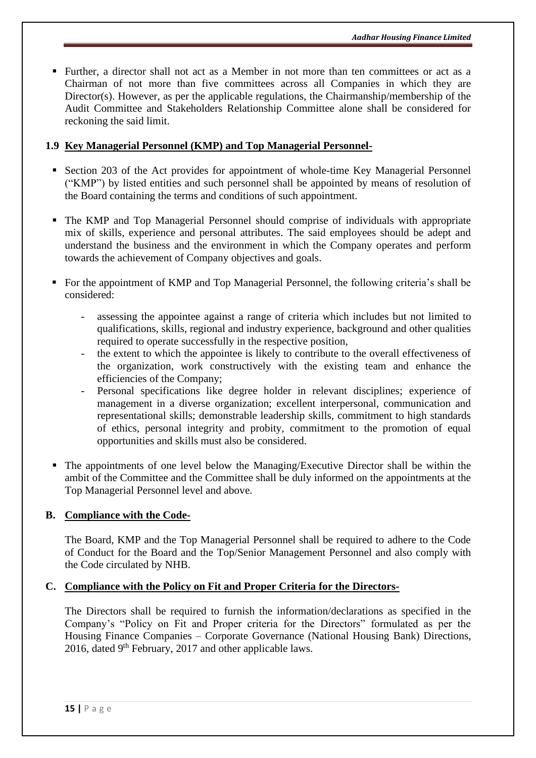- Further, a director shall not act as a Member in not more than ten committees or act as a Chairman of not more than five committees across all Companies in which they are Director(s). However, as per the applicable regulations, the Chairmanship/membership of the Audit Committee and Stakeholders Relationship Committee alone shall be considered for reckoning the said limit.

### 1.9 Key Managerial Personnel (KMP) and Top Managerial Personnel-

- Section 203 of the Act provides for appointment of whole-time Key Managerial Personnel ("KMP") by listed entities and such personnel shall be appointed by means of resolution of the Board containing the terms and conditions of such appointment.

- The KMP and Top Managerial Personnel should comprise of individuals with appropriate mix of skills, experience and personal attributes. The said employees should be adept and understand the business and the environment in which the Company operates and perform towards the achievement of Company objectives and goals.

- For the appointment of KMP and Top Managerial Personnel, the following criteria's shall be considered:
  - assessing the appointee against a range of criteria which includes but not limited to qualifications, skills, regional and industry experience, background and other qualities required to operate successfully in the respective position,
  - the extent to which the appointee is likely to contribute to the overall effectiveness of the organization, work constructively with the existing team and enhance the efficiencies of the Company;
  - Personal specifications like degree holder in relevant disciplines; experience of management in a diverse organization; excellent interpersonal, communication and representational skills; demonstrable leadership skills, commitment to high standards of ethics, personal integrity and probity, commitment to the promotion of equal opportunities and skills must also be considered.

- The appointments of one level below the Managing/Executive Director shall be within the ambit of the Committee and the Committee shall be duly informed on the appointments at the Top Managerial Personnel level and above.

## B. Compliance with the Code-

The Board, KMP and the Top Managerial Personnel shall be required to adhere to the Code of Conduct for the Board and the Top/Senior Management Personnel and also comply with the Code circulated by NHB.

## C. Compliance with the Policy on Fit and Proper Criteria for the Directors-

The Directors shall be required to furnish the information/declarations as specified in the Company's "Policy on Fit and Proper criteria for the Directors" formulated as per the Housing Finance Companies – Corporate Governance (National Housing Bank) Directions, 2016, dated 9th February, 2017 and other applicable laws.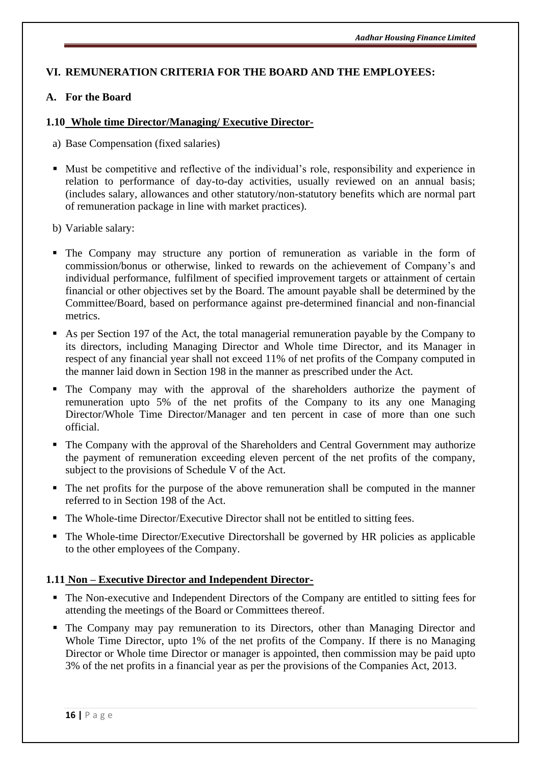## VI. REMUNERATION CRITERIA FOR THE BOARD AND THE EMPLOYEES:

### A. For the Board

#### 1.10 Whole time Director/Managing/ Executive Director-

a) Base Compensation (fixed salaries)

- Must be competitive and reflective of the individual's role, responsibility and experience in relation to performance of day-to-day activities, usually reviewed on an annual basis; (includes salary, allowances and other statutory/non-statutory benefits which are normal part of remuneration package in line with market practices).

b) Variable salary:

- The Company may structure any portion of remuneration as variable in the form of commission/bonus or otherwise, linked to rewards on the achievement of Company's and individual performance, fulfilment of specified improvement targets or attainment of certain financial or other objectives set by the Board. The amount payable shall be determined by the Committee/Board, based on performance against pre-determined financial and non-financial metrics.
- As per Section 197 of the Act, the total managerial remuneration payable by the Company to its directors, including Managing Director and Whole time Director, and its Manager in respect of any financial year shall not exceed 11% of net profits of the Company computed in the manner laid down in Section 198 in the manner as prescribed under the Act.
- The Company may with the approval of the shareholders authorize the payment of remuneration upto 5% of the net profits of the Company to its any one Managing Director/Whole Time Director/Manager and ten percent in case of more than one such official.
- The Company with the approval of the Shareholders and Central Government may authorize the payment of remuneration exceeding eleven percent of the net profits of the company, subject to the provisions of Schedule V of the Act.
- The net profits for the purpose of the above remuneration shall be computed in the manner referred to in Section 198 of the Act.
- The Whole-time Director/Executive Director shall not be entitled to sitting fees.
- The Whole-time Director/Executive Directorshall be governed by HR policies as applicable to the other employees of the Company.

#### 1.11 Non – Executive Director and Independent Director-

- The Non-executive and Independent Directors of the Company are entitled to sitting fees for attending the meetings of the Board or Committees thereof.
- The Company may pay remuneration to its Directors, other than Managing Director and Whole Time Director, upto 1% of the net profits of the Company. If there is no Managing Director or Whole time Director or manager is appointed, then commission may be paid upto 3% of the net profits in a financial year as per the provisions of the Companies Act, 2013.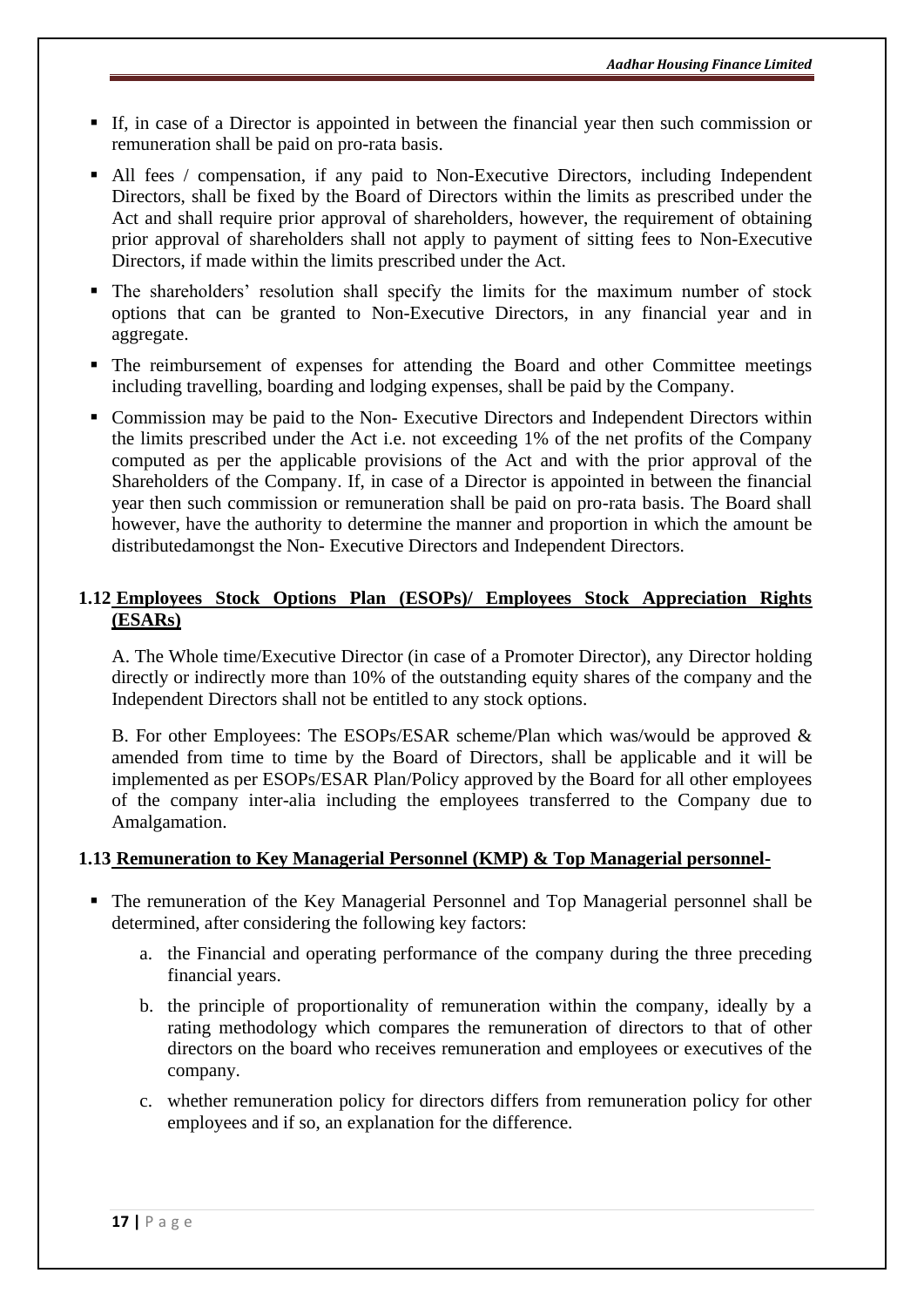- If, in case of a Director is appointed in between the financial year then such commission or remuneration shall be paid on pro-rata basis.
- All fees / compensation, if any paid to Non-Executive Directors, including Independent Directors, shall be fixed by the Board of Directors within the limits as prescribed under the Act and shall require prior approval of shareholders, however, the requirement of obtaining prior approval of shareholders shall not apply to payment of sitting fees to Non-Executive Directors, if made within the limits prescribed under the Act.
- The shareholders' resolution shall specify the limits for the maximum number of stock options that can be granted to Non-Executive Directors, in any financial year and in aggregate.
- The reimbursement of expenses for attending the Board and other Committee meetings including travelling, boarding and lodging expenses, shall be paid by the Company.
- Commission may be paid to the Non- Executive Directors and Independent Directors within the limits prescribed under the Act i.e. not exceeding 1% of the net profits of the Company computed as per the applicable provisions of the Act and with the prior approval of the Shareholders of the Company. If, in case of a Director is appointed in between the financial year then such commission or remuneration shall be paid on pro-rata basis. The Board shall however, have the authority to determine the manner and proportion in which the amount be distributedamongst the Non- Executive Directors and Independent Directors.

### 1.12 Employees Stock Options Plan (ESOPs)/ Employees Stock Appreciation Rights (ESARs)

A. The Whole time/Executive Director (in case of a Promoter Director), any Director holding directly or indirectly more than 10% of the outstanding equity shares of the company and the Independent Directors shall not be entitled to any stock options.

B. For other Employees: The ESOPs/ESAR scheme/Plan which was/would be approved & amended from time to time by the Board of Directors, shall be applicable and it will be implemented as per ESOPs/ESAR Plan/Policy approved by the Board for all other employees of the company inter-alia including the employees transferred to the Company due to Amalgamation.

### 1.13 Remuneration to Key Managerial Personnel (KMP) & Top Managerial personnel-

- The remuneration of the Key Managerial Personnel and Top Managerial personnel shall be determined, after considering the following key factors:
  a. the Financial and operating performance of the company during the three preceding financial years.
  b. the principle of proportionality of remuneration within the company, ideally by a rating methodology which compares the remuneration of directors to that of other directors on the board who receives remuneration and employees or executives of the company.
  c. whether remuneration policy for directors differs from remuneration policy for other employees and if so, an explanation for the difference.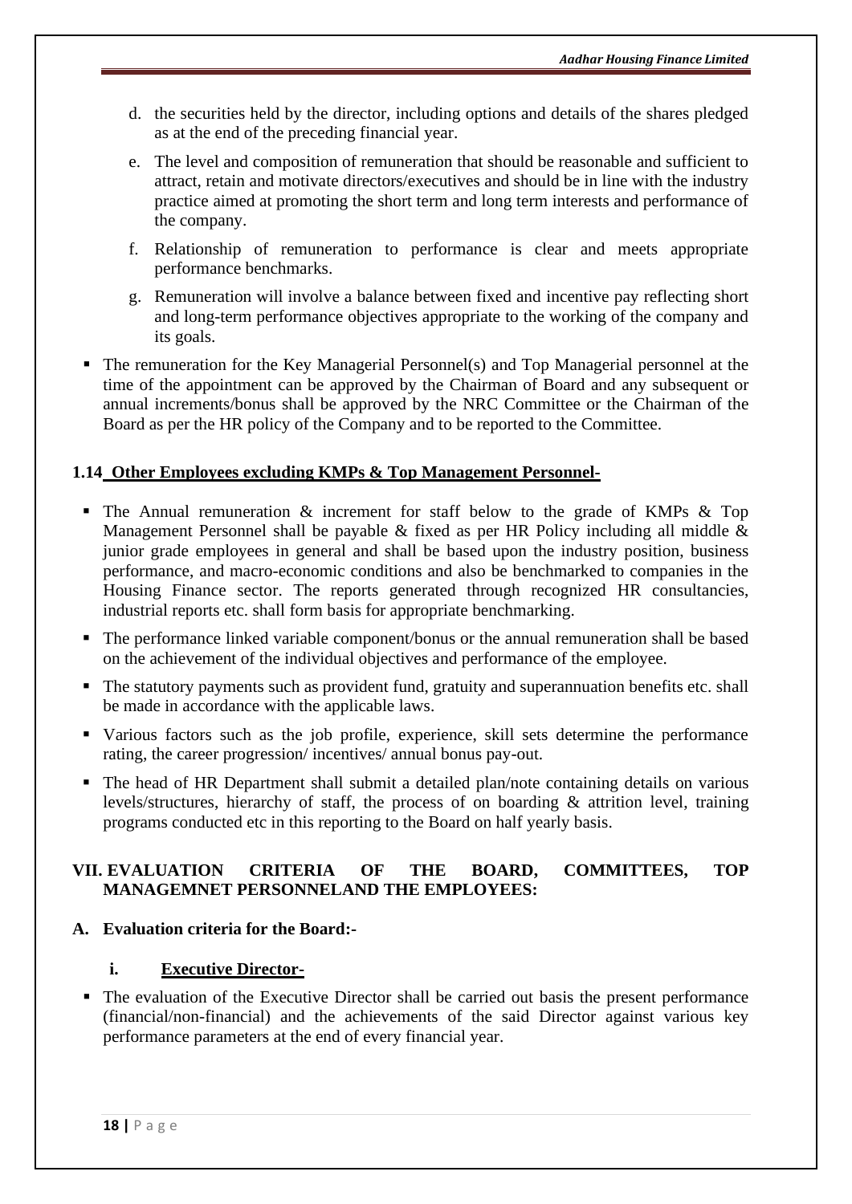d. the securities held by the director, including options and details of the shares pledged as at the end of the preceding financial year.

e. The level and composition of remuneration that should be reasonable and sufficient to attract, retain and motivate directors/executives and should be in line with the industry practice aimed at promoting the short term and long term interests and performance of the company.

f. Relationship of remuneration to performance is clear and meets appropriate performance benchmarks.

g. Remuneration will involve a balance between fixed and incentive pay reflecting short and long-term performance objectives appropriate to the working of the company and its goals.

- The remuneration for the Key Managerial Personnel(s) and Top Managerial personnel at the time of the appointment can be approved by the Chairman of Board and any subsequent or annual increments/bonus shall be approved by the NRC Committee or the Chairman of the Board as per the HR policy of the Company and to be reported to the Committee.

### 1.14 Other Employees excluding KMPs & Top Management Personnel-

- The Annual remuneration & increment for staff below to the grade of KMPs & Top Management Personnel shall be payable & fixed as per HR Policy including all middle & junior grade employees in general and shall be based upon the industry position, business performance, and macro-economic conditions and also be benchmarked to companies in the Housing Finance sector. The reports generated through recognized HR consultancies, industrial reports etc. shall form basis for appropriate benchmarking.
- The performance linked variable component/bonus or the annual remuneration shall be based on the achievement of the individual objectives and performance of the employee.
- The statutory payments such as provident fund, gratuity and superannuation benefits etc. shall be made in accordance with the applicable laws.
- Various factors such as the job profile, experience, skill sets determine the performance rating, the career progression/ incentives/ annual bonus pay-out.
- The head of HR Department shall submit a detailed plan/note containing details on various levels/structures, hierarchy of staff, the process of on boarding & attrition level, training programs conducted etc in this reporting to the Board on half yearly basis.

## VII. EVALUATION CRITERIA OF THE BOARD, COMMITTEES, TOP MANAGEMNET PERSONNELAND THE EMPLOYEES:

### A. Evaluation criteria for the Board:-

#### i. Executive Director-

- The evaluation of the Executive Director shall be carried out basis the present performance (financial/non-financial) and the achievements of the said Director against various key performance parameters at the end of every financial year.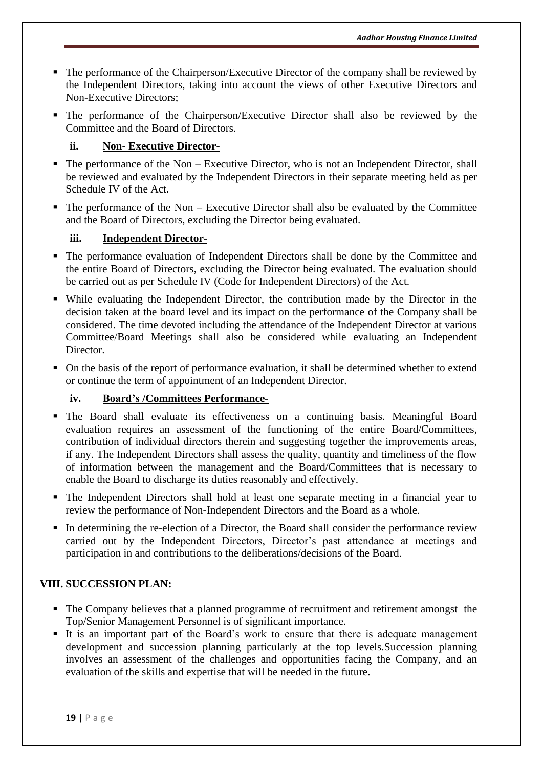- The performance of the Chairperson/Executive Director of the company shall be reviewed by the Independent Directors, taking into account the views of other Executive Directors and Non-Executive Directors;
- The performance of the Chairperson/Executive Director shall also be reviewed by the Committee and the Board of Directors.

### ii. Non- Executive Director-

- The performance of the Non – Executive Director, who is not an Independent Director, shall be reviewed and evaluated by the Independent Directors in their separate meeting held as per Schedule IV of the Act.
- The performance of the Non – Executive Director shall also be evaluated by the Committee and the Board of Directors, excluding the Director being evaluated.

### iii. Independent Director-

- The performance evaluation of Independent Directors shall be done by the Committee and the entire Board of Directors, excluding the Director being evaluated. The evaluation should be carried out as per Schedule IV (Code for Independent Directors) of the Act.
- While evaluating the Independent Director, the contribution made by the Director in the decision taken at the board level and its impact on the performance of the Company shall be considered. The time devoted including the attendance of the Independent Director at various Committee/Board Meetings shall also be considered while evaluating an Independent Director.
- On the basis of the report of performance evaluation, it shall be determined whether to extend or continue the term of appointment of an Independent Director.

### iv. Board's /Committees Performance-

- The Board shall evaluate its effectiveness on a continuing basis. Meaningful Board evaluation requires an assessment of the functioning of the entire Board/Committees, contribution of individual directors therein and suggesting together the improvements areas, if any. The Independent Directors shall assess the quality, quantity and timeliness of the flow of information between the management and the Board/Committees that is necessary to enable the Board to discharge its duties reasonably and effectively.
- The Independent Directors shall hold at least one separate meeting in a financial year to review the performance of Non-Independent Directors and the Board as a whole.
- In determining the re-election of a Director, the Board shall consider the performance review carried out by the Independent Directors, Director's past attendance at meetings and participation in and contributions to the deliberations/decisions of the Board.

## VIII. SUCCESSION PLAN:

- The Company believes that a planned programme of recruitment and retirement amongst the Top/Senior Management Personnel is of significant importance.
- It is an important part of the Board's work to ensure that there is adequate management development and succession planning particularly at the top levels.Succession planning involves an assessment of the challenges and opportunities facing the Company, and an evaluation of the skills and expertise that will be needed in the future.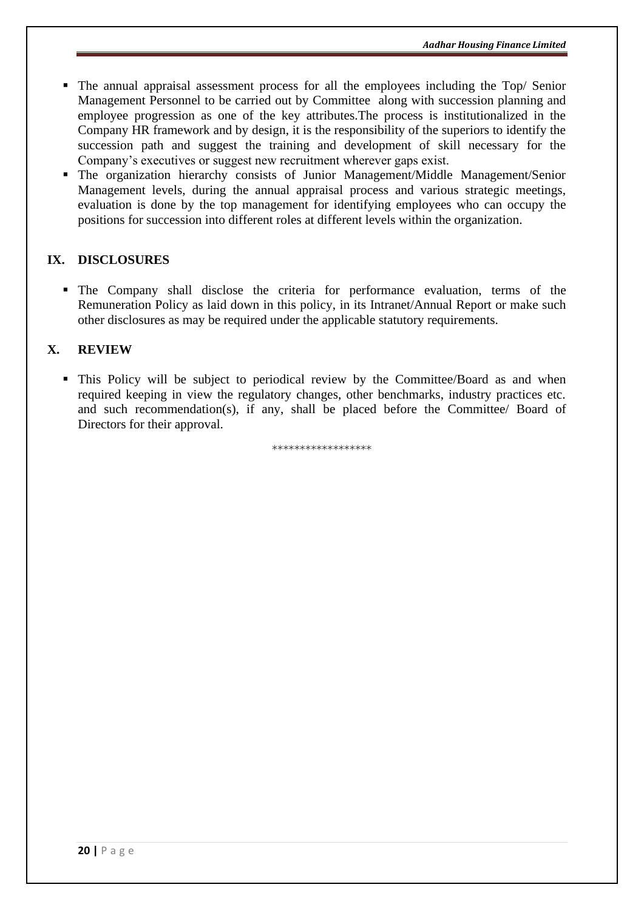- The annual appraisal assessment process for all the employees including the Top/ Senior Management Personnel to be carried out by Committee along with succession planning and employee progression as one of the key attributes.The process is institutionalized in the Company HR framework and by design, it is the responsibility of the superiors to identify the succession path and suggest the training and development of skill necessary for the Company's executives or suggest new recruitment wherever gaps exist.
- The organization hierarchy consists of Junior Management/Middle Management/Senior Management levels, during the annual appraisal process and various strategic meetings, evaluation is done by the top management for identifying employees who can occupy the positions for succession into different roles at different levels within the organization.

## IX. DISCLOSURES

- The Company shall disclose the criteria for performance evaluation, terms of the Remuneration Policy as laid down in this policy, in its Intranet/Annual Report or make such other disclosures as may be required under the applicable statutory requirements.

## X. REVIEW

- This Policy will be subject to periodical review by the Committee/Board as and when required keeping in view the regulatory changes, other benchmarks, industry practices etc. and such recommendation(s), if any, shall be placed before the Committee/ Board of Directors for their approval.

******************